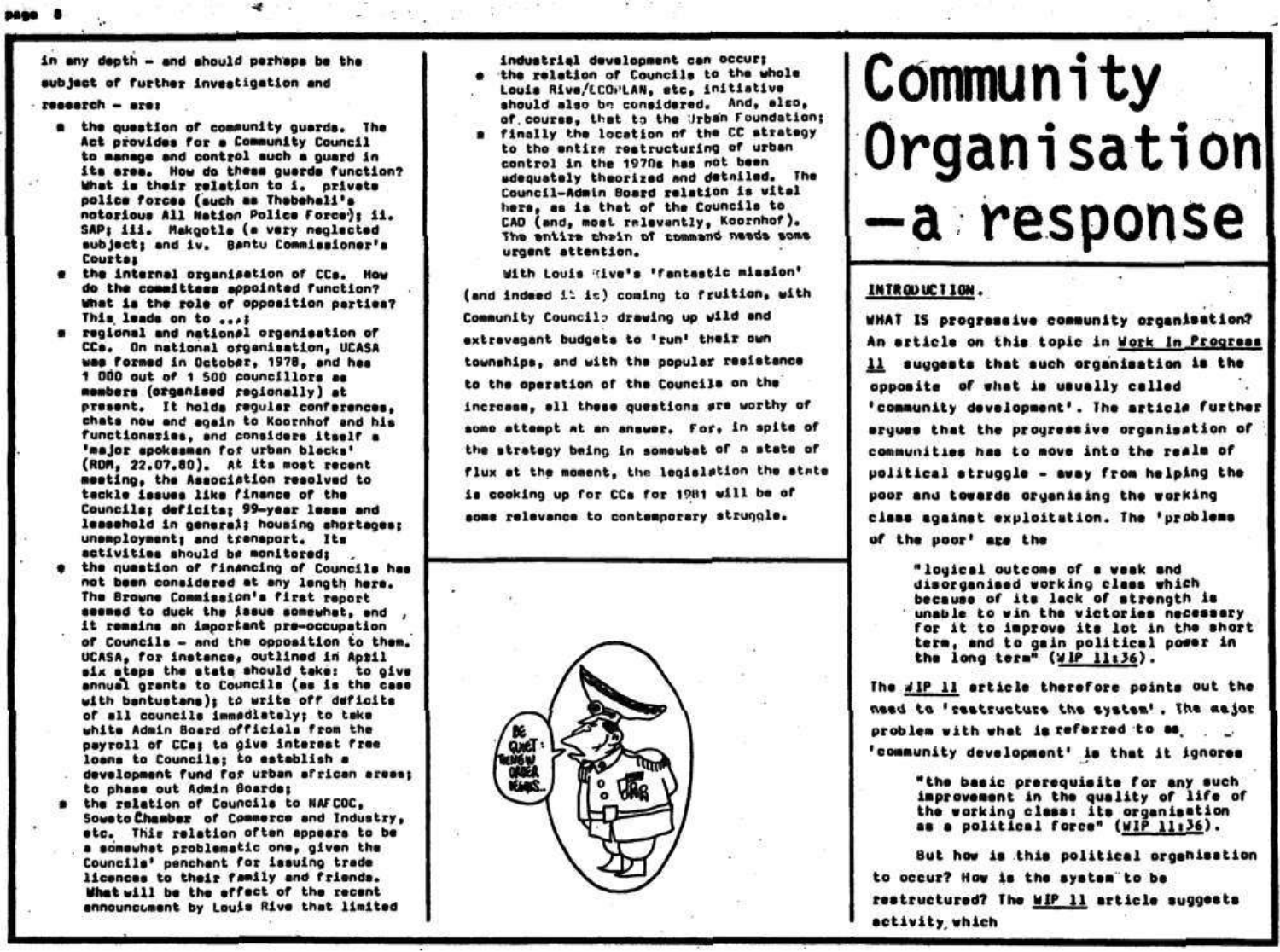in any depth – and should perhaps be the subject of further investigation and research – are:

- the question of community guards. The Act provides for a Community Council to manage and control such a guard in its area. How do these guards function? What is their relation to i. private police forces (such as Thebehali's notorious All Nation Police Force); ii. SAP; iii. Makgotla (a very neglected subject; and iv. Bantu Commissioner's Courts;
- the internal organisation of CCs. How do the committees appointed function? What is the role of opposition parties? This leads on to ...;
- regional and national organisation of CCs. On national organisation, UCASA was formed in October, 1978, and has 1 000 out of 1 500 councillors as members (organised regionally) at present. It holds regular conferences, chats now and again to Koornhof and his functionaries, and considers itself a 'major spokesman for urban blacks' (RDM, 22.07.80). At its most recent meeting, the Association resolved to tackle issues like finance of the Councils; deficits; 99-year lease and leasehold in general; housing shortages; unemployment; and transport. Its activities should be monitored;
- the question of financing of Councils has not been considered at any length here. The Browne Commission's first report seemed to duck the issue somewhat, and it remains an important pre-occupation of Councils – and the opposition to them. UCASA, for instance, outlined in April six steps the state should take: to give annual grants to Councils (as is the case with bantustans); to write off deficits of all councils immediately; to take white Admin Board officials from the payroll of CCs; to give interest free loans to Councils; to establish a development fund for urban african areas; to phase out Admin Boards;
- the relation of Councils to NAFCOC, Soweto Chamber of Commerce and Industry, etc. This relation often appears to be a somewhat problematic one, given the Councils' penchant for issuing trade licences to their family and friends. What will be the effect of the recent announcement by Louis Rive that limited industrial development can occur;
- the relation of Councils to the whole Louis Rive/ECOPLAN, etc, initiative should also be considered. And, also, of course, that to the Urban Foundation;
- finally the location of the CC strategy to the entire restructuring of urban control in the 1970s has not been adequately theorized and detailed. The Council-Admin Board relation is vital here, as is that of the Councils to CAD (and, most relevantly, Koornhof). The entire chain of command needs some urgent attention.

With Louis Rive's 'fantastic mission' (and indeed it is) coming to fruition, with Community Councils drawing up wild and extravagant budgets to 'run' their own townships, and with the popular resistance to the operation of the Councils on the increase, all these questions are worthy of some attempt at an answer. For, in spite of the strategy being in somewhat of a state of flux at the moment, the legislation the state is cooking up for CCs for 1981 will be of some relevance to contemporary struggle.

# Community Organisation —a response

## INTRODUCTION.

WHAT IS progressive community organisation? An article on this topic in Work In Progress 11 suggests that such organisation is the opposite of what is usually called 'community development'. The article further argues that the progressive organisation of communities has to move into the realm of political struggle – away from helping the poor and towards organising the working class against exploitation. The 'problems of the poor' are the

> "logical outcome of a weak and disorganised working class which because of its lack of strength is unable to win the victories necessary for it to improve its lot in the short term, and to gain political power in the long term" (WIP 11:36).

The WIP 11 article therefore points out the need to 'restructure the system'. The major problem with what is referred to as 'community development' is that it ignores

> "the basic prerequisite for any such improvement in the quality of life of the working class: its organisation as a political force" (WIP 11:36).

But how is this political organisation to occur? How is the system to be restructured? The WIP 11 article suggests activity which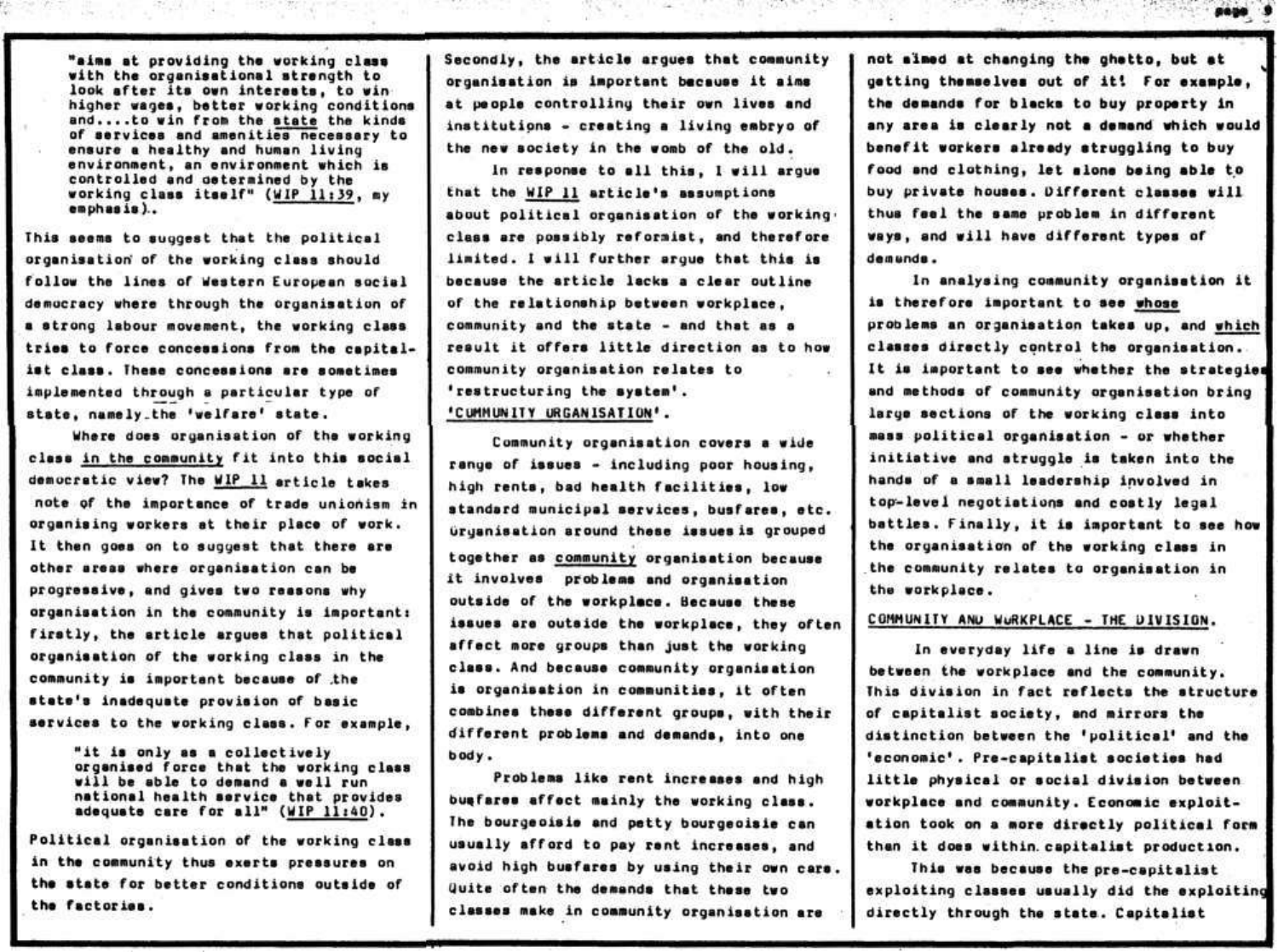"aims at providing the working class with the organisational strength to look after its own interests, to win higher wages, better working conditions and....to win from the state the kinds of services and amenities necessary to ensure a healthy and human living environment, an environment which is controlled and determined by the working class itself" (WIP 11:39, my emphasis).

This seems to suggest that the political organisation of the working class should follow the lines of Western European social democracy where through the organisation of a strong labour movement, the working class tries to force concessions from the capitalist class. These concessions are sometimes implemented through a particular type of state, namely the 'welfare' state.

Where does organisation of the working class in the community fit into this social democratic view? The WIP 11 article takes note of the importance of trade unionism in organising workers at their place of work. It then goes on to suggest that there are other areas where organisation can be progressive, and gives two reasons why organisation in the community is important: firstly, the article argues that political organisation of the working class in the community is important because of the state's inadequate provision of basic services to the working class. For example,

"it is only as a collectively organised force that the working class will be able to demand a well run national health service that provides adequate care for all" (WIP 11:40).

Political organisation of the working class in the community thus exerts pressures on the state for better conditions outside of the factories.

Secondly, the article argues that community organisation is important because it aims at people controlling their own lives and institutions - creating a living embryo of the new society in the womb of the old.

In response to all this, I will argue that the WIP 11 article's assumptions about political organisation of the working class are possibly reformist, and therefore limited. I will further argue that this is because the article lacks a clear outline of the relationship between workplace, community and the state - and that as a result it offers little direction as to how community organisation relates to 'restructuring the system'.

## 'COMMUNITY ORGANISATION'.

Community organisation covers a wide range of issues - including poor housing, high rents, bad health facilities, low standard municipal services, busfares, etc. Organisation around these issues is grouped together as community organisation because it involves problems and organisation outside of the workplace. Because these issues are outside the workplace, they often affect more groups than just the working class. And because community organisation is organisation in communities, it often combines these different groups, with their different problems and demands, into one body.

Problems like rent increases and high busfares affect mainly the working class. The bourgeoisie and petty bourgeoisie can usually afford to pay rent increases, and avoid high busfares by using their own cars. Quite often the demands that these two classes make in community organisation are not aimed at changing the ghetto, but at getting themselves out of it! For example, the demands for blacks to buy property in any area is clearly not a demand which would benefit workers already struggling to buy food and clothing, let alone being able to buy private houses. Different classes will thus feel the same problem in different ways, and will have different types of demands.

In analysing community organisation it is therefore important to see whose problems an organisation takes up, and which classes directly control the organisation. It is important to see whether the strategies and methods of community organisation bring large sections of the working class into mass political organisation - or whether initiative and struggle is taken into the hands of a small leadership involved in top-level negotiations and costly legal battles. Finally, it is important to see how the organisation of the working class in the community relates to organisation in the workplace.

## COMMUNITY AND WORKPLACE - THE DIVISION.

In everyday life a line is drawn between the workplace and the community. This division in fact reflects the structure of capitalist society, and mirrors the distinction between the 'political' and the 'economic'. Pre-capitalist societies had little physical or social division between workplace and community. Economic exploitation took on a more directly political form than it does within capitalist production.

This was because the pre-capitalist exploiting classes usually did the exploiting directly through the state. Capitalist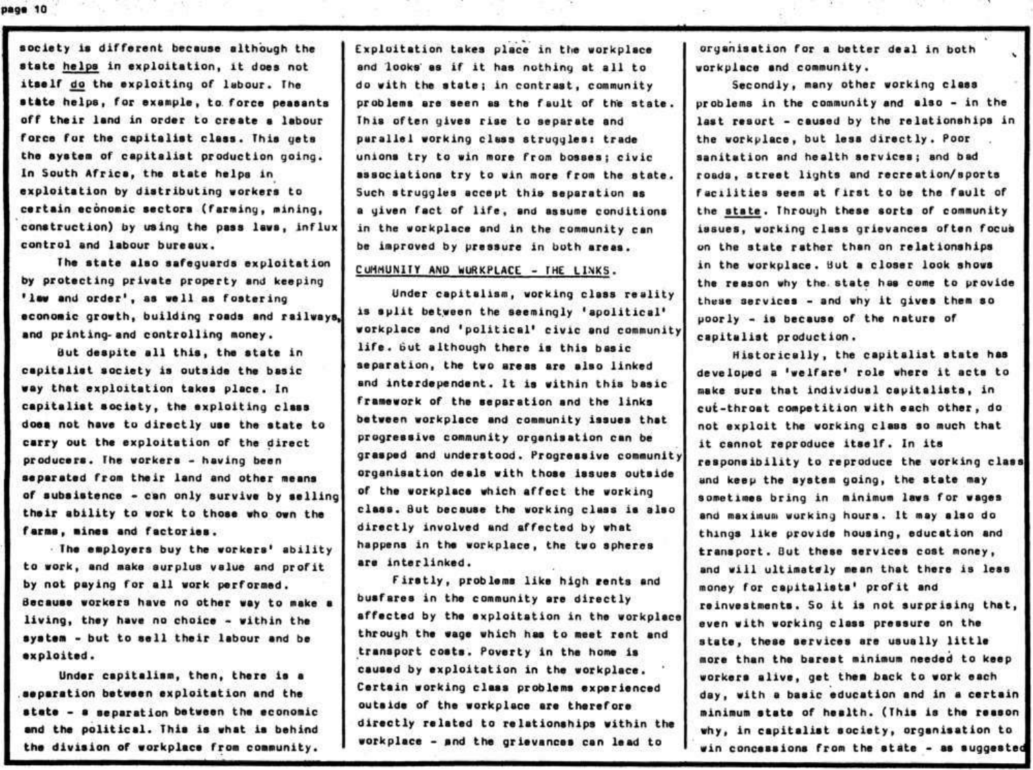society is different because although the state *helps* in exploitation, it does not itself *do* the exploiting of labour. The state helps, for example, to force peasants off their land in order to create a labour force for the capitalist class. This gets the system of capitalist production going. In South Africa, the state helps in exploitation by distributing workers to certain economic sectors (farming, mining, construction) by using the pass laws, influx control and labour bureaux.

The state also safeguards exploitation by protecting private property and keeping 'law and order', as well as fostering economic growth, building roads and railways, and printing and controlling money.

But despite all this, the state in capitalist society is outside the basic way that exploitation takes place. In capitalist society, the exploiting class does not have to directly use the state to carry out the exploitation of the direct producers. The workers - having been separated from their land and other means of subsistence - can only survive by selling their ability to work to those who own the farms, mines and factories.

The employers buy the workers' ability to work, and make surplus value and profit by not paying for all work performed. Because workers have no other way to make a living, they have no choice - within the system - but to sell their labour and be exploited.

Under capitalism, then, there is a separation between exploitation and the state - a separation between the economic and the political. This is what is behind the division of workplace from community. Exploitation takes place in the workplace and looks as if it has nothing at all to do with the state; in contrast, community problems are seen as the fault of the state. This often gives rise to separate and parallel working class struggles: trade unions try to win more from bosses; civic associations try to win more from the state. Such struggles accept this separation as a given fact of life, and assume conditions in the workplace and in the community can be improved by pressure in both areas.

## COMMUNITY AND WORKPLACE - THE LINKS.

Under capitalism, working class reality is split between the seemingly 'apolitical' workplace and 'political' civic and community life. But although there is this basic separation, the two areas are also linked and interdependent. It is within this basic framework of the separation and the links between workplace and community issues that progressive community organisation can be grasped and understood. Progressive community organisation deals with those issues outside of the workplace which affect the working class. But because the working class is also directly involved and affected by what happens in the workplace, the two spheres are interlinked.

Firstly, problems like high rents and busfares in the community are directly affected by the exploitation in the workplace through the wage which has to meet rent and transport costs. Poverty in the home is caused by exploitation in the workplace. Certain working class problems experienced outside of the workplace are therefore directly related to relationships within the workplace - and the grievances can lead to organisation for a better deal in both workplace and community.

Secondly, many other working class problems in the community and also - in the last resort - caused by the relationships in the workplace, but less directly. Poor sanitation and health services; and bad roads, street lights and recreation/sports facilities seem at first to be the fault of the *state*. Through these sorts of community issues, working class grievances often focus on the state rather than on relationships in the workplace. But a closer look shows the reason why the state has come to provide these services - and why it gives them so poorly - is because of the nature of capitalist production.

Historically, the capitalist state has developed a 'welfare' role where it acts to make sure that individual capitalists, in cut-throat competition with each other, do not exploit the working class so much that it cannot reproduce itself. In its responsibility to reproduce the working class and keep the system going, the state may sometimes bring in minimum laws for wages and maximum working hours. It may also do things like provide housing, education and transport. But these services cost money, and will ultimately mean that there is less money for capitalists' profit and reinvestments. So it is not surprising that, even with working class pressure on the state, these services are usually little more than the barest minimum needed to keep workers alive, get them back to work each day, with a basic education and in a certain minimum state of health. (This is the reason why, in capitalist society, organisation to win concessions from the state - as suggested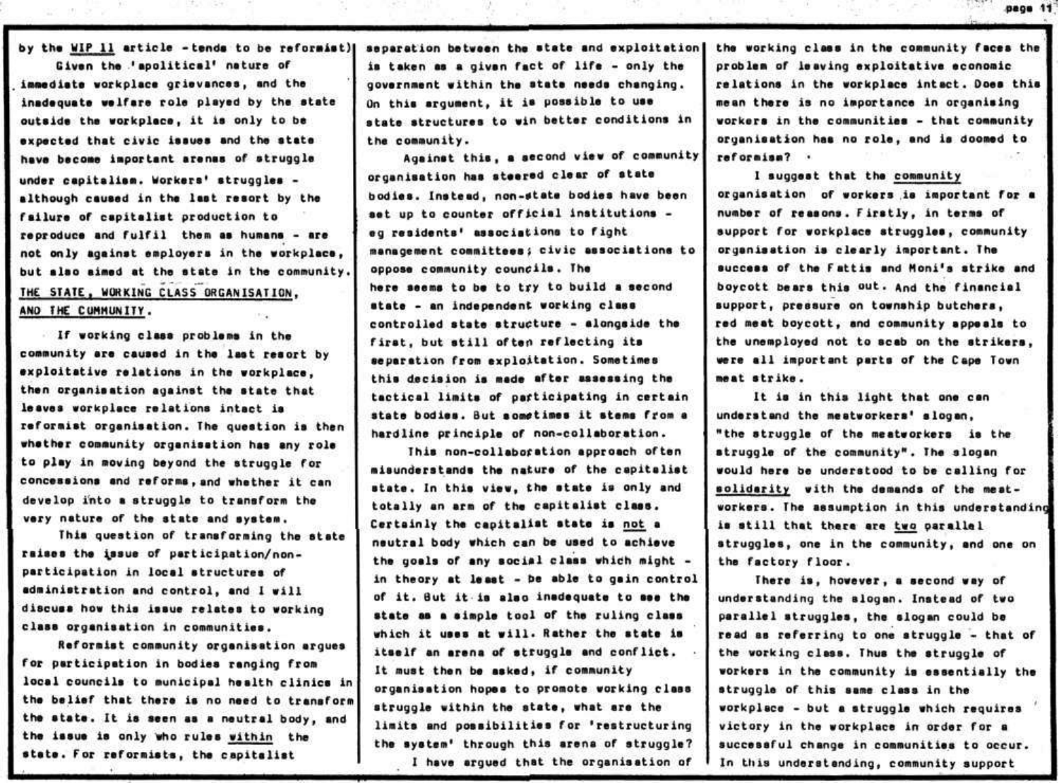by the <u>WIP 11</u> article - tends to be reformist)

Given the 'apolitical' nature of immediate workplace grievances, and the inadequate welfare role played by the state outside the workplace, it is only to be expected that civic issues and the state have become important arenas of struggle under capitalism. Workers' struggles - although caused in the last resort by the failure of capitalist production to reproduce and fulfil them as humans - are not only against employers in the workplace, but also aimed at the state in the community.

## THE STATE, WORKING CLASS ORGANISATION, AND THE COMMUNITY.

If working class problems in the community are caused in the last resort by exploitative relations in the workplace, then organisation against the state that leaves workplace relations intact is reformist organisation. The question is then whether community organisation has any role to play in moving beyond the struggle for concessions and reforms, and whether it can develop into a struggle to transform the very nature of the state and system.

This question of transforming the state raises the issue of participation/non-participation in local structures of administration and control, and I will discuss how this issue relates to working class organisation in communities.

Reformist community organisation argues for participation in bodies ranging from local councils to municipal health clinics in the belief that there is no need to transform the state. It is seen as a neutral body, and the issue is only who rules <u>within</u> the state. For reformists, the capitalist separation between the state and exploitation is taken as a given fact of life - only the government within the state needs changing. On this argument, it is possible to use state structures to win better conditions in the community.

Against this, a second view of community organisation has steered clear of state bodies. Instead, non-state bodies have been set up to counter official institutions - eg residents' associations to fight management committees; civic associations to oppose community councils. The here seems to be to try to build a second state - an independent working class controlled state structure - alongside the first, but still often reflecting its separation from exploitation. Sometimes this decision is made after assessing the tactical limits of participating in certain state bodies. But sometimes it stems from a hardline principle of non-collaboration.

This non-collaboration approach often misunderstands the nature of the capitalist state. In this view, the state is only and totally an arm of the capitalist class. Certainly the capitalist state is <u>not</u> a neutral body which can be used to achieve the goals of any social class which might - in theory at least - be able to gain control of it. But it is also inadequate to see the state as a simple tool of the ruling class which it uses at will. Rather the state is itself an arena of struggle and conflict. It must then be asked, if community organisation hopes to promote working class struggle within the state, what are the limits and possibilities for 'restructuring the system' through this arena of struggle?

I have argued that the organisation of the working class in the community faces the problem of leaving exploitative economic relations in the workplace intact. Does this mean there is no importance in organising workers in the communities - that community organisation has no role, and is doomed to reformism?

I suggest that the <u>community</u> organisation of workers is important for a number of reasons. Firstly, in terms of support for workplace struggles, community organisation is clearly important. The success of the Fattis and Moni's strike and boycott bears this out. And the financial support, pressure on township butchers, red meat boycott, and community appeals to the unemployed not to scab on the strikers, were all important parts of the Cape Town meat strike.

It is in this light that one can understand the meatworkers' slogan, "the struggle of the meatworkers is the struggle of the community". The slogan would here be understood to be calling for <u>solidarity</u> with the demands of the meat-workers. The assumption in this understanding is still that there are <u>two</u> parallel struggles, one in the community, and one on the factory floor.

There is, however, a second way of understanding the slogan. Instead of two parallel struggles, the slogan could be read as referring to one struggle - that of the working class. Thus the struggle of workers in the community is essentially the struggle of this same class in the workplace - but a struggle which requires victory in the workplace in order for a successful change in communities to occur. In this understanding, community support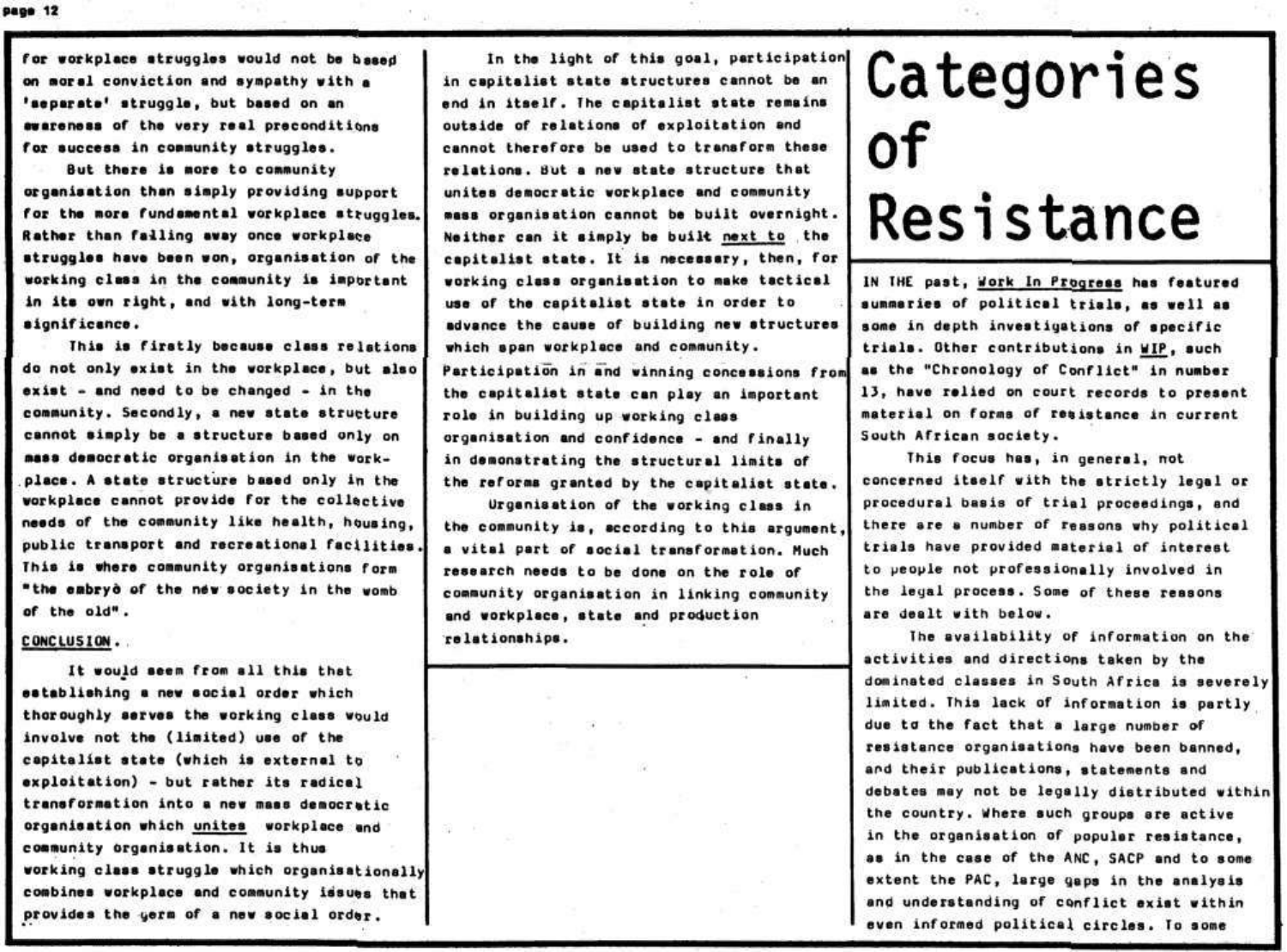for workplace struggles would not be based on moral conviction and sympathy with a 'separate' struggle, but based on an awareness of the very real preconditions for success in community struggles.

But there is more to community organisation than simply providing support for the more fundamental workplace struggles. Rather than falling away once workplace struggles have been won, organisation of the working class in the community is important in its own right, and with long-term significance.

This is firstly because class relations do not only exist in the workplace, but also exist - and need to be changed - in the community. Secondly, a new state structure cannot simply be a structure based only on mass democratic organisation in the work-place. A state structure based only in the workplace cannot provide for the collective needs of the community like health, housing, public transport and recreational facilities. This is where community organisations form "the embryo of the new society in the womb of the old".

CONCLUSION.

It would seem from all this that establishing a new social order which thoroughly serves the working class would involve not the (limited) use of the capitalist state (which is external to exploitation) - but rather its radical transformation into a new mass democratic organisation which unites workplace and community organisation. It is thus working class struggle which organisationally combines workplace and community issues that provides the germ of a new social order.

In the light of this goal, participation in capitalist state structures cannot be an end in itself. The capitalist state remains outside of relations of exploitation and cannot therefore be used to transform these relations. But a new state structure that unites democratic workplace and community mass organisation cannot be built overnight. Neither can it simply be built next to the capitalist state. It is necessary, then, for working class organisation to make tactical use of the capitalist state in order to advance the cause of building new structures which span workplace and community. Participation in and winning concessions from the capitalist state can play an important role in building up working class organisation and confidence - and finally in demonstrating the structural limits of the reforms granted by the capitalist state.

Urganisation of the working class in the community is, according to this argument, a vital part of social transformation. Much research needs to be done on the role of community organisation in linking community and workplace, state and production relationships.

# Categories of Resistance

IN THE past, *Work In Progress* has featured summaries of political trials, as well as some in depth investigations of specific trials. Other contributions in *WIP*, such as the "Chronology of Conflict" in number 13, have relied on court records to present material on forms of resistance in current South African society.

This focus has, in general, not concerned itself with the strictly legal or procedural basis of trial proceedings, and there are a number of reasons why political trials have provided material of interest to people not professionally involved in the legal process. Some of these reasons are dealt with below.

The availability of information on the activities and directions taken by the dominated classes in South Africa is severely limited. This lack of information is partly due to the fact that a large number of resistance organisations have been banned, and their publications, statements and debates may not be legally distributed within the country. Where such groups are active in the organisation of popular resistance, as in the case of the ANC, SACP and to some extent the PAC, large gaps in the analysis and understanding of conflict exist within even informed political circles. To some